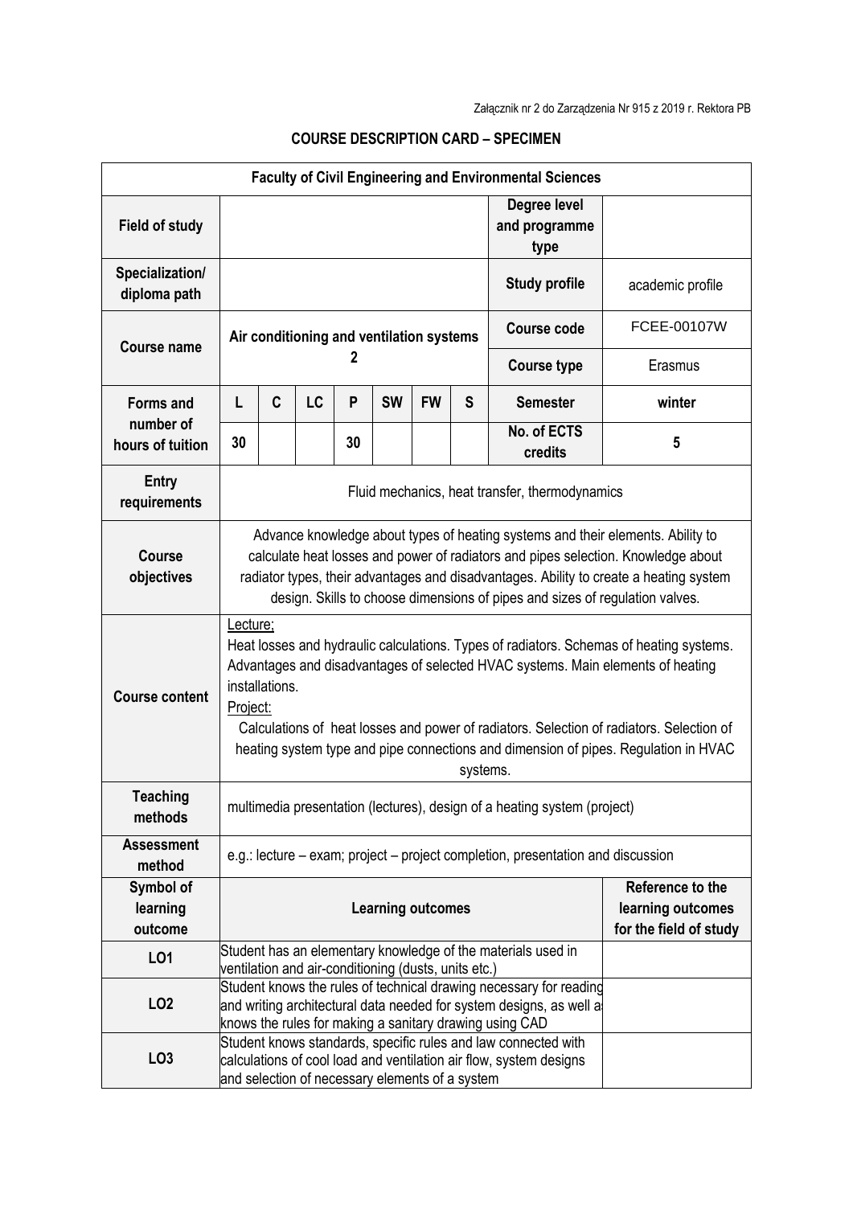Załącznik nr 2 do Zarządzenia Nr 915 z 2019 r. Rektora PB

# COURSE DESCRIPTION CARD – SPECIMEN

| Faculty of Civil Engineering and Environmental Sciences | | | | | | | | | |
|---|---|---|---|---|---|---|---|---|---|
| **Field of study** | | | | | | | | **Degree level and programme type** | |
| **Specialization/ diploma path** | | | | | | | | **Study profile** | academic profile |
| **Course name** | **Air conditioning and ventilation systems 2** | | | | | | | **Course code** | FCEE-00107W |
| | | | | | | | | **Course type** | Erasmus |
| **Forms and number of hours of tuition** | **L** | **C** | **LC** | **P** | **SW** | **FW** | **S** | **Semester** | **winter** |
| | **30** | | | **30** | | | | **No. of ECTS credits** | **5** |
| **Entry requirements** | Fluid mechanics, heat transfer, thermodynamics | | | | | | | | |
| **Course objectives** | Advance knowledge about types of heating systems and their elements. Ability to calculate heat losses and power of radiators and pipes selection. Knowledge about radiator types, their advantages and disadvantages. Ability to create a heating system design. Skills to choose dimensions of pipes and sizes of regulation valves. | | | | | | | | |
| **Course content** | Lecture;<br>Heat losses and hydraulic calculations. Types of radiators. Schemas of heating systems. Advantages and disadvantages of selected HVAC systems. Main elements of heating installations.<br>Project:<br>Calculations of heat losses and power of radiators. Selection of radiators. Selection of heating system type and pipe connections and dimension of pipes. Regulation in HVAC systems. | | | | | | | | |
| **Teaching methods** | multimedia presentation (lectures), design of a heating system (project) | | | | | | | | |
| **Assessment method** | e.g.: lecture – exam; project – project completion, presentation and discussion | | | | | | | | |
| **Symbol of learning outcome** | **Learning outcomes** | | | | | | | | **Reference to the learning outcomes for the field of study** |
| **LO1** | Student has an elementary knowledge of the materials used in ventilation and air-conditioning (dusts, units etc.) | | | | | | | | |
| **LO2** | Student knows the rules of technical drawing necessary for reading and writing architectural data needed for system designs, as well as knows the rules for making a sanitary drawing using CAD | | | | | | | | |
| **LO3** | Student knows standards, specific rules and law connected with calculations of cool load and ventilation air flow, system designs and selection of necessary elements of a system | | | | | | | | |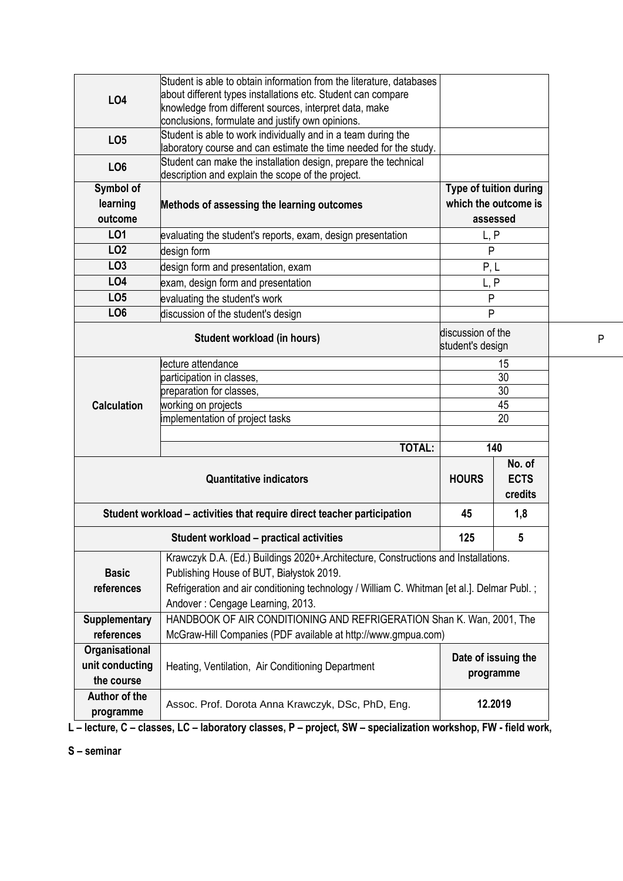| | | |
|---|---|---|
| **LO4** | Student is able to obtain information from the literature, databases about different types installations etc. Student can compare knowledge from different sources, interpret data, make conclusions, formulate and justify own opinions. | |
| **LO5** | Student is able to work individually and in a team during the laboratory course and can estimate the time needed for the study. | |
| **LO6** | Student can make the installation design, prepare the technical description and explain the scope of the project. | |

| Symbol of learning outcome | Methods of assessing the learning outcomes | Type of tuition during which the outcome is assessed |
|---|---|---|
| LO1 | evaluating the student's reports, exam, design presentation | L, P |
| LO2 | design form | P |
| LO3 | design form and presentation, exam | P, L |
| LO4 | exam, design form and presentation | L, P |
| LO5 | evaluating the student's work | P |
| LO6 | discussion of the student's design | P |

| Student workload (in hours) | | discussion of the student's design | P |
|---|---|---|---|
| **Calculation** | lecture attendance | 15 | |
| | participation in classes, | 30 | |
| | preparation for classes, | 30 | |
| | working on projects | 45 | |
| | implementation of project tasks | 20 | |
| | | | |
| | **TOTAL:** | **140** | |

| Quantitative indicators | HOURS | No. of ECTS credits |
|---|---|---|
| Student workload – activities that require direct teacher participation | 45 | 1,8 |
| Student workload – practical activities | 125 | 5 |

| | | |
|---|---|---|
| **Basic references** | Krawczyk D.A. (Ed.) Buildings 2020+.Architecture, Constructions and Installations. Publishing House of BUT, Białystok 2019.<br>Refrigeration and air conditioning technology / William C. Whitman [et al.]. Delmar Publ. ; Andover : Cengage Learning, 2013. | |
| **Supplementary references** | HANDBOOK OF AIR CONDITIONING AND REFRIGERATION Shan K. Wan, 2001, The McGraw-Hill Companies (PDF available at http://www.gmpua.com) | |
| **Organisational unit conducting the course** | Heating, Ventilation, Air Conditioning Department | **Date of issuing the programme** |
| **Author of the programme** | Assoc. Prof. Dorota Anna Krawczyk, DSc, PhD, Eng. | **12.2019** |

**L – lecture, C – classes, LC – laboratory classes, P – project, SW – specialization workshop, FW - field work,**

**S – seminar**